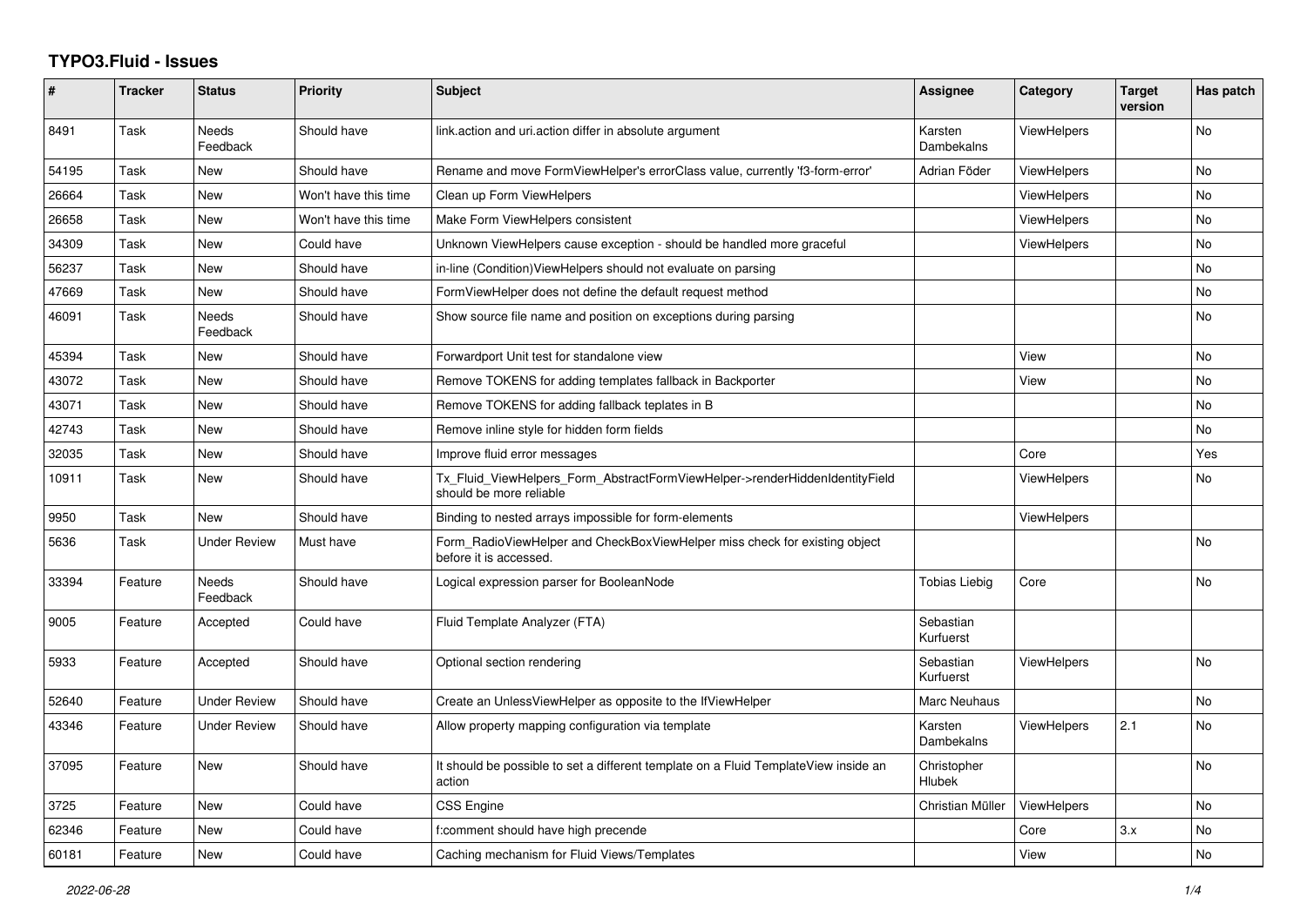# TYPO3.Fluid - Issues

| # | Tracker | Status | Priority | Subject | Assignee | Category | Target version | Has patch |
|---|---|---|---|---|---|---|---|---|
| 8491 | Task | Needs Feedback | Should have | link.action and uri.action differ in absolute argument | Karsten Dambekalns | ViewHelpers | | No |
| 54195 | Task | New | Should have | Rename and move FormViewHelper's errorClass value, currently 'f3-form-error' | Adrian Föder | ViewHelpers | | No |
| 26664 | Task | New | Won't have this time | Clean up Form ViewHelpers | | ViewHelpers | | No |
| 26658 | Task | New | Won't have this time | Make Form ViewHelpers consistent | | ViewHelpers | | No |
| 34309 | Task | New | Could have | Unknown ViewHelpers cause exception - should be handled more graceful | | ViewHelpers | | No |
| 56237 | Task | New | Should have | in-line (Condition)ViewHelpers should not evaluate on parsing | | | | No |
| 47669 | Task | New | Should have | FormViewHelper does not define the default request method | | | | No |
| 46091 | Task | Needs Feedback | Should have | Show source file name and position on exceptions during parsing | | | | No |
| 45394 | Task | New | Should have | Forwardport Unit test for standalone view | | View | | No |
| 43072 | Task | New | Should have | Remove TOKENS for adding templates fallback in Backporter | | View | | No |
| 43071 | Task | New | Should have | Remove TOKENS for adding fallback teplates in B | | | | No |
| 42743 | Task | New | Should have | Remove inline style for hidden form fields | | | | No |
| 32035 | Task | New | Should have | Improve fluid error messages | | Core | | Yes |
| 10911 | Task | New | Should have | Tx_Fluid_ViewHelpers_Form_AbstractFormViewHelper->renderHiddenIdentityField should be more reliable | | ViewHelpers | | No |
| 9950 | Task | New | Should have | Binding to nested arrays impossible for form-elements | | ViewHelpers | | |
| 5636 | Task | Under Review | Must have | Form_RadioViewHelper and CheckBoxViewHelper miss check for existing object before it is accessed. | | | | No |
| 33394 | Feature | Needs Feedback | Should have | Logical expression parser for BooleanNode | Tobias Liebig | Core | | No |
| 9005 | Feature | Accepted | Could have | Fluid Template Analyzer (FTA) | Sebastian Kurfuerst | | | |
| 5933 | Feature | Accepted | Should have | Optional section rendering | Sebastian Kurfuerst | ViewHelpers | | No |
| 52640 | Feature | Under Review | Should have | Create an UnlessViewHelper as opposite to the IfViewHelper | Marc Neuhaus | | | No |
| 43346 | Feature | Under Review | Should have | Allow property mapping configuration via template | Karsten Dambekalns | ViewHelpers | 2.1 | No |
| 37095 | Feature | New | Should have | It should be possible to set a different template on a Fluid TemplateView inside an action | Christopher Hlubek | | | No |
| 3725 | Feature | New | Could have | CSS Engine | Christian Müller | ViewHelpers | | No |
| 62346 | Feature | New | Could have | f:comment should have high precende | | Core | 3.x | No |
| 60181 | Feature | New | Could have | Caching mechanism for Fluid Views/Templates | | View | | No |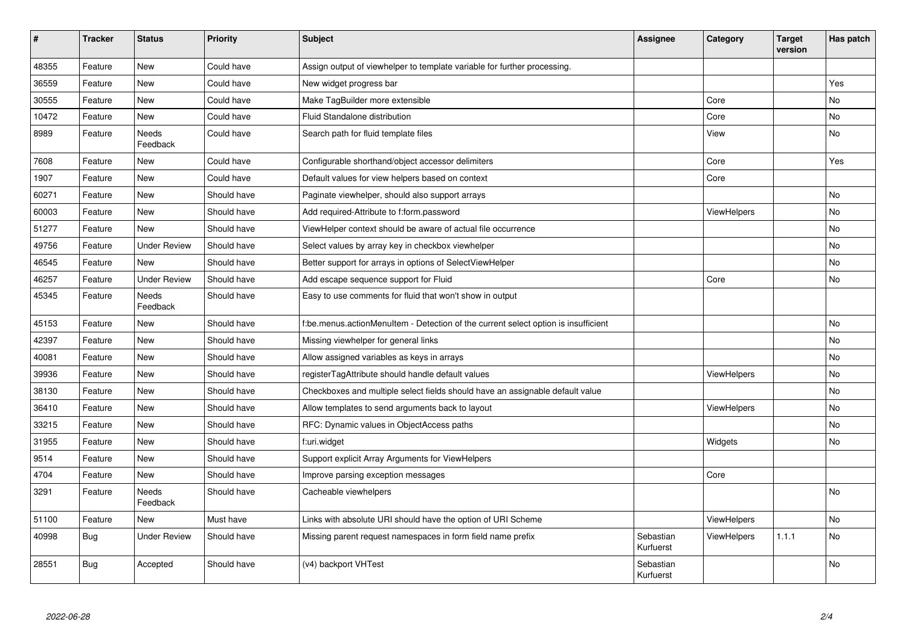| # | Tracker | Status | Priority | Subject | Assignee | Category | Target version | Has patch |
|---|---|---|---|---|---|---|---|---|
| 48355 | Feature | New | Could have | Assign output of viewhelper to template variable for further processing. | | | | |
| 36559 | Feature | New | Could have | New widget progress bar | | | | Yes |
| 30555 | Feature | New | Could have | Make TagBuilder more extensible | | Core | | No |
| 10472 | Feature | New | Could have | Fluid Standalone distribution | | Core | | No |
| 8989 | Feature | Needs Feedback | Could have | Search path for fluid template files | | View | | No |
| 7608 | Feature | New | Could have | Configurable shorthand/object accessor delimiters | | Core | | Yes |
| 1907 | Feature | New | Could have | Default values for view helpers based on context | | Core | | |
| 60271 | Feature | New | Should have | Paginate viewhelper, should also support arrays | | | | No |
| 60003 | Feature | New | Should have | Add required-Attribute to f:form.password | | ViewHelpers | | No |
| 51277 | Feature | New | Should have | ViewHelper context should be aware of actual file occurrence | | | | No |
| 49756 | Feature | Under Review | Should have | Select values by array key in checkbox viewhelper | | | | No |
| 46545 | Feature | New | Should have | Better support for arrays in options of SelectViewHelper | | | | No |
| 46257 | Feature | Under Review | Should have | Add escape sequence support for Fluid | | Core | | No |
| 45345 | Feature | Needs Feedback | Should have | Easy to use comments for fluid that won't show in output | | | | |
| 45153 | Feature | New | Should have | f:be.menus.actionMenuItem - Detection of the current select option is insufficient | | | | No |
| 42397 | Feature | New | Should have | Missing viewhelper for general links | | | | No |
| 40081 | Feature | New | Should have | Allow assigned variables as keys in arrays | | | | No |
| 39936 | Feature | New | Should have | registerTagAttribute should handle default values | | ViewHelpers | | No |
| 38130 | Feature | New | Should have | Checkboxes and multiple select fields should have an assignable default value | | | | No |
| 36410 | Feature | New | Should have | Allow templates to send arguments back to layout | | ViewHelpers | | No |
| 33215 | Feature | New | Should have | RFC: Dynamic values in ObjectAccess paths | | | | No |
| 31955 | Feature | New | Should have | f:uri.widget | | Widgets | | No |
| 9514 | Feature | New | Should have | Support explicit Array Arguments for ViewHelpers | | | | |
| 4704 | Feature | New | Should have | Improve parsing exception messages | | Core | | |
| 3291 | Feature | Needs Feedback | Should have | Cacheable viewhelpers | | | | No |
| 51100 | Feature | New | Must have | Links with absolute URI should have the option of URI Scheme | | ViewHelpers | | No |
| 40998 | Bug | Under Review | Should have | Missing parent request namespaces in form field name prefix | Sebastian Kurfuerst | ViewHelpers | 1.1.1 | No |
| 28551 | Bug | Accepted | Should have | (v4) backport VHTest | Sebastian Kurfuerst | | | No |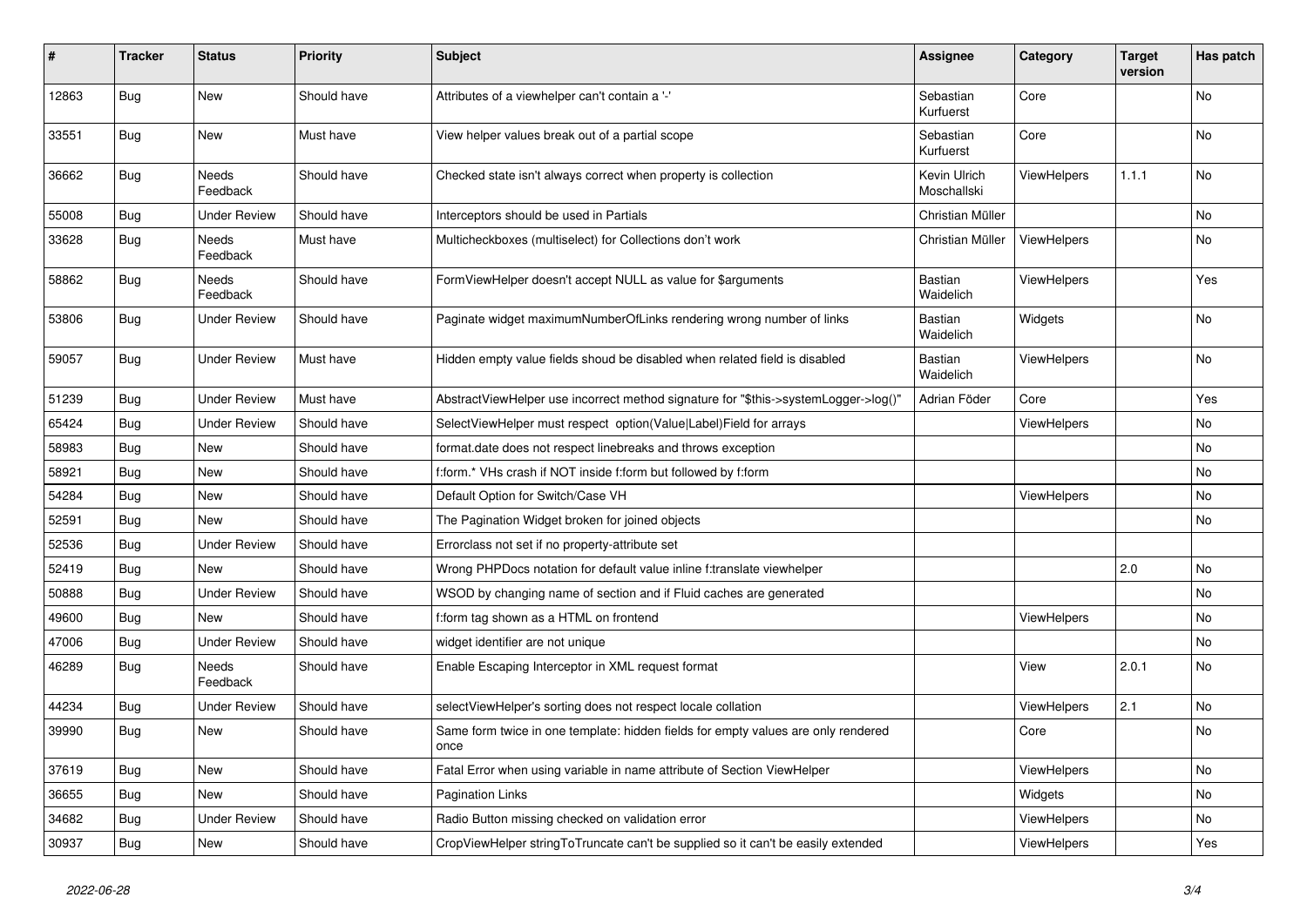| # | Tracker | Status | Priority | Subject | Assignee | Category | Target version | Has patch |
|---|---|---|---|---|---|---|---|---|
| 12863 | Bug | New | Should have | Attributes of a viewhelper can't contain a '-' | Sebastian Kurfuerst | Core | | No |
| 33551 | Bug | New | Must have | View helper values break out of a partial scope | Sebastian Kurfuerst | Core | | No |
| 36662 | Bug | Needs Feedback | Should have | Checked state isn't always correct when property is collection | Kevin Ulrich Moschallski | ViewHelpers | 1.1.1 | No |
| 55008 | Bug | Under Review | Should have | Interceptors should be used in Partials | Christian Müller | | | No |
| 33628 | Bug | Needs Feedback | Must have | Multicheckboxes (multiselect) for Collections don't work | Christian Müller | ViewHelpers | | No |
| 58862 | Bug | Needs Feedback | Should have | FormViewHelper doesn't accept NULL as value for $arguments | Bastian Waidelich | ViewHelpers | | Yes |
| 53806 | Bug | Under Review | Should have | Paginate widget maximumNumberOfLinks rendering wrong number of links | Bastian Waidelich | Widgets | | No |
| 59057 | Bug | Under Review | Must have | Hidden empty value fields shoud be disabled when related field is disabled | Bastian Waidelich | ViewHelpers | | No |
| 51239 | Bug | Under Review | Must have | AbstractViewHelper use incorrect method signature for "$this->systemLogger->log()" | Adrian Föder | Core | | Yes |
| 65424 | Bug | Under Review | Should have | SelectViewHelper must respect option(Value\|Label)Field for arrays | | ViewHelpers | | No |
| 58983 | Bug | New | Should have | format.date does not respect linebreaks and throws exception | | | | No |
| 58921 | Bug | New | Should have | f:form.* VHs crash if NOT inside f:form but followed by f:form | | | | No |
| 54284 | Bug | New | Should have | Default Option for Switch/Case VH | | ViewHelpers | | No |
| 52591 | Bug | New | Should have | The Pagination Widget broken for joined objects | | | | No |
| 52536 | Bug | Under Review | Should have | Errorclass not set if no property-attribute set | | | | |
| 52419 | Bug | New | Should have | Wrong PHPDocs notation for default value inline f:translate viewhelper | | | 2.0 | No |
| 50888 | Bug | Under Review | Should have | WSOD by changing name of section and if Fluid caches are generated | | | | No |
| 49600 | Bug | New | Should have | f:form tag shown as a HTML on frontend | | ViewHelpers | | No |
| 47006 | Bug | Under Review | Should have | widget identifier are not unique | | | | No |
| 46289 | Bug | Needs Feedback | Should have | Enable Escaping Interceptor in XML request format | | View | 2.0.1 | No |
| 44234 | Bug | Under Review | Should have | selectViewHelper's sorting does not respect locale collation | | ViewHelpers | 2.1 | No |
| 39990 | Bug | New | Should have | Same form twice in one template: hidden fields for empty values are only rendered once | | Core | | No |
| 37619 | Bug | New | Should have | Fatal Error when using variable in name attribute of Section ViewHelper | | ViewHelpers | | No |
| 36655 | Bug | New | Should have | Pagination Links | | Widgets | | No |
| 34682 | Bug | Under Review | Should have | Radio Button missing checked on validation error | | ViewHelpers | | No |
| 30937 | Bug | New | Should have | CropViewHelper stringToTruncate can't be supplied so it can't be easily extended | | ViewHelpers | | Yes |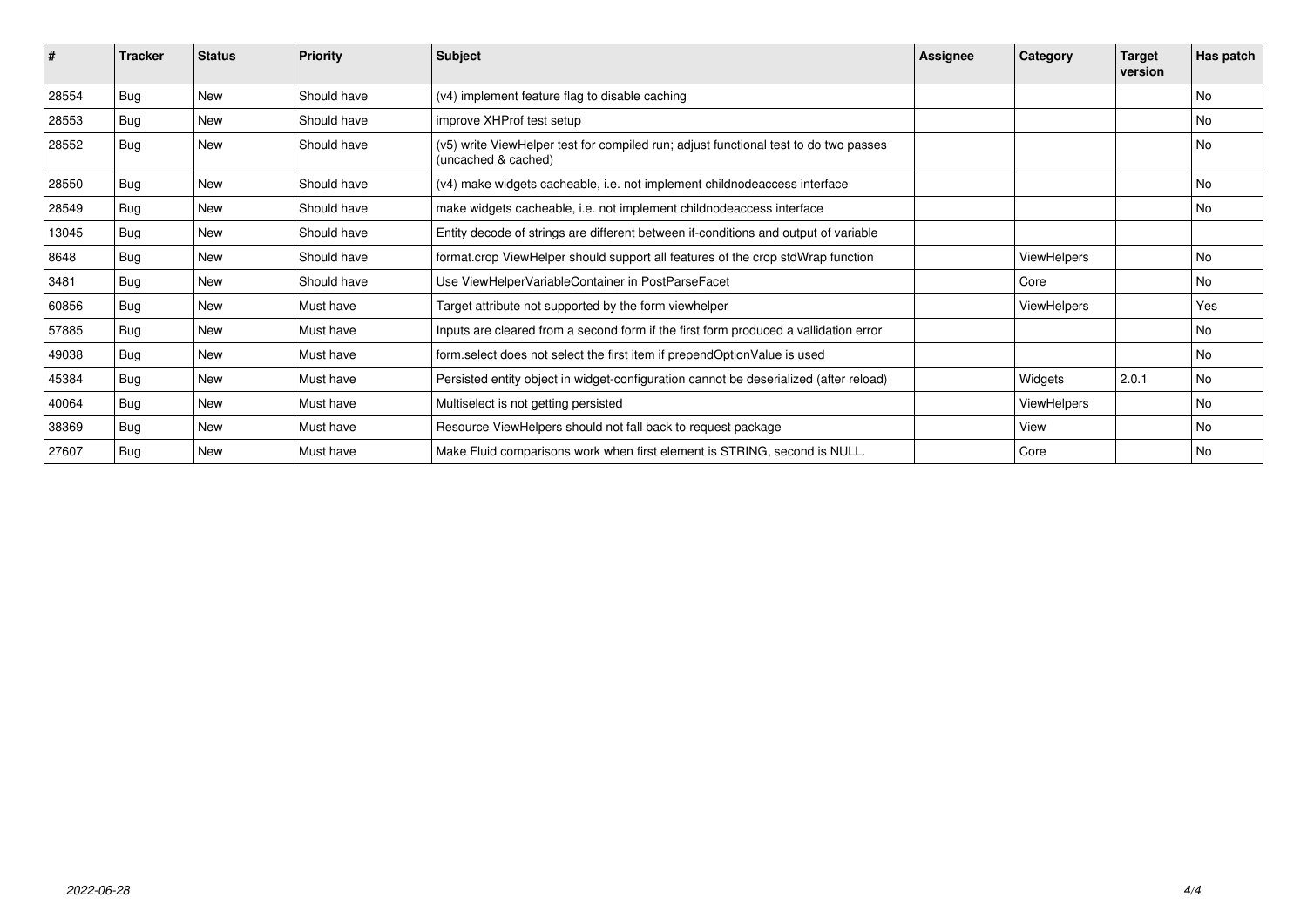| # | Tracker | Status | Priority | Subject | Assignee | Category | Target version | Has patch |
|---|---|---|---|---|---|---|---|---|
| 28554 | Bug | New | Should have | (v4) implement feature flag to disable caching | | | | No |
| 28553 | Bug | New | Should have | improve XHProf test setup | | | | No |
| 28552 | Bug | New | Should have | (v5) write ViewHelper test for compiled run; adjust functional test to do two passes (uncached & cached) | | | | No |
| 28550 | Bug | New | Should have | (v4) make widgets cacheable, i.e. not implement childnodeaccess interface | | | | No |
| 28549 | Bug | New | Should have | make widgets cacheable, i.e. not implement childnodeaccess interface | | | | No |
| 13045 | Bug | New | Should have | Entity decode of strings are different between if-conditions and output of variable | | | | |
| 8648 | Bug | New | Should have | format.crop ViewHelper should support all features of the crop stdWrap function | | ViewHelpers | | No |
| 3481 | Bug | New | Should have | Use ViewHelperVariableContainer in PostParseFacet | | Core | | No |
| 60856 | Bug | New | Must have | Target attribute not supported by the form viewhelper | | ViewHelpers | | Yes |
| 57885 | Bug | New | Must have | Inputs are cleared from a second form if the first form produced a vallidation error | | | | No |
| 49038 | Bug | New | Must have | form.select does not select the first item if prependOptionValue is used | | | | No |
| 45384 | Bug | New | Must have | Persisted entity object in widget-configuration cannot be deserialized (after reload) | | Widgets | 2.0.1 | No |
| 40064 | Bug | New | Must have | Multiselect is not getting persisted | | ViewHelpers | | No |
| 38369 | Bug | New | Must have | Resource ViewHelpers should not fall back to request package | | View | | No |
| 27607 | Bug | New | Must have | Make Fluid comparisons work when first element is STRING, second is NULL. | | Core | | No |